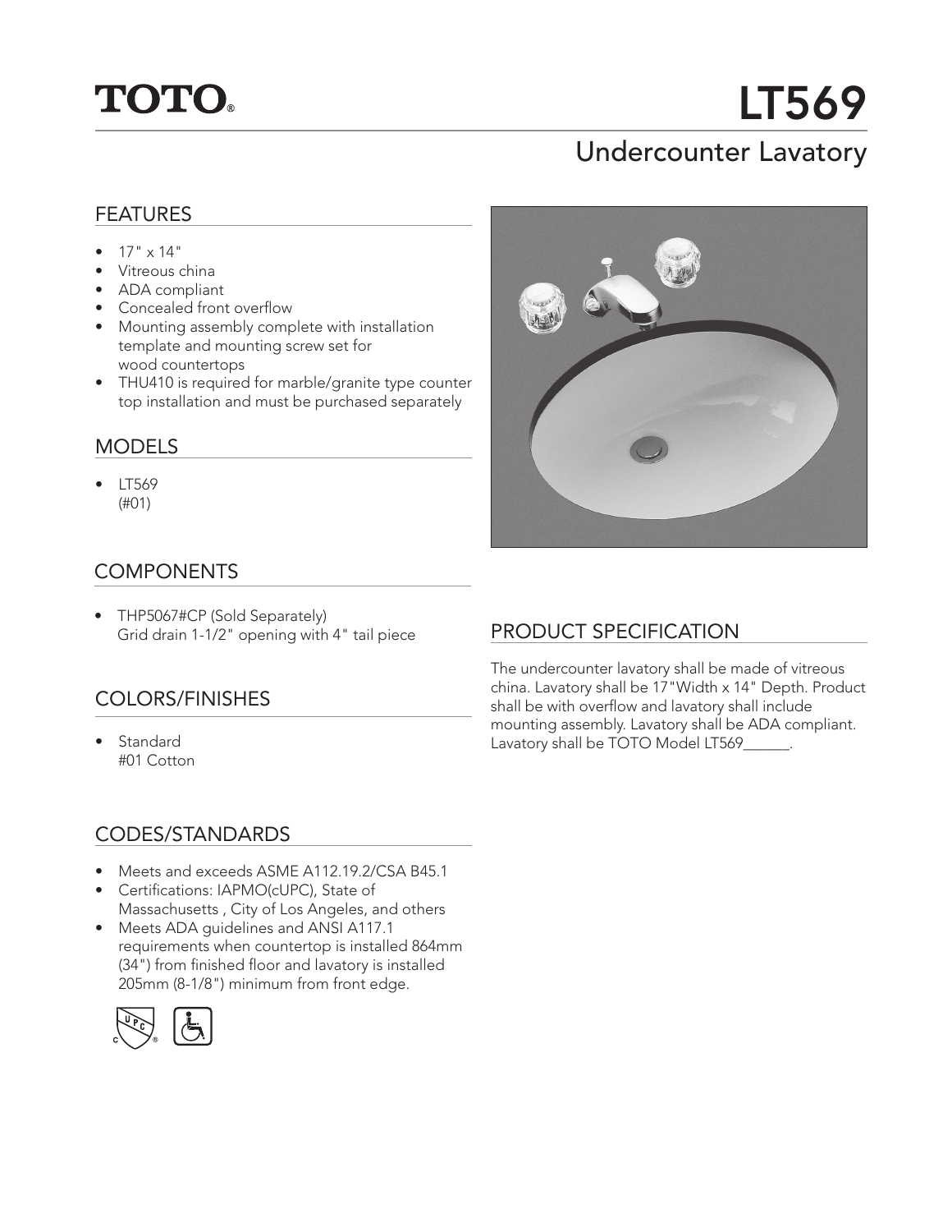# TOTO®

# LT569

## Undercounter Lavatory

### FEATURES

- 17" x 14"
- Vitreous china
- ADA compliant
- Concealed front overflow
- Mounting assembly complete with installation template and mounting screw set for wood countertops
- THU410 is required for marble/granite type counter top installation and must be purchased separately

### MODELS

- LT569 (#01)

### COMPONENTS

- THP5067#CP (Sold Separately) Grid drain 1-1/2" opening with 4" tail piece

### COLORS/FINISHES

- Standard #01 Cotton

### CODES/STANDARDS

- Meets and exceeds ASME A112.19.2/CSA B45.1
- Certifications: IAPMO(cUPC), State of Massachusetts , City of Los Angeles, and others
- Meets ADA guidelines and ANSI A117.1 requirements when countertop is installed 864mm (34") from finished floor and lavatory is installed 205mm (8-1/8") minimum from front edge.

### PRODUCT SPECIFICATION

The undercounter lavatory shall be made of vitreous china. Lavatory shall be 17"Width x 14" Depth. Product shall be with overflow and lavatory shall include mounting assembly. Lavatory shall be ADA compliant. Lavatory shall be TOTO Model LT569______.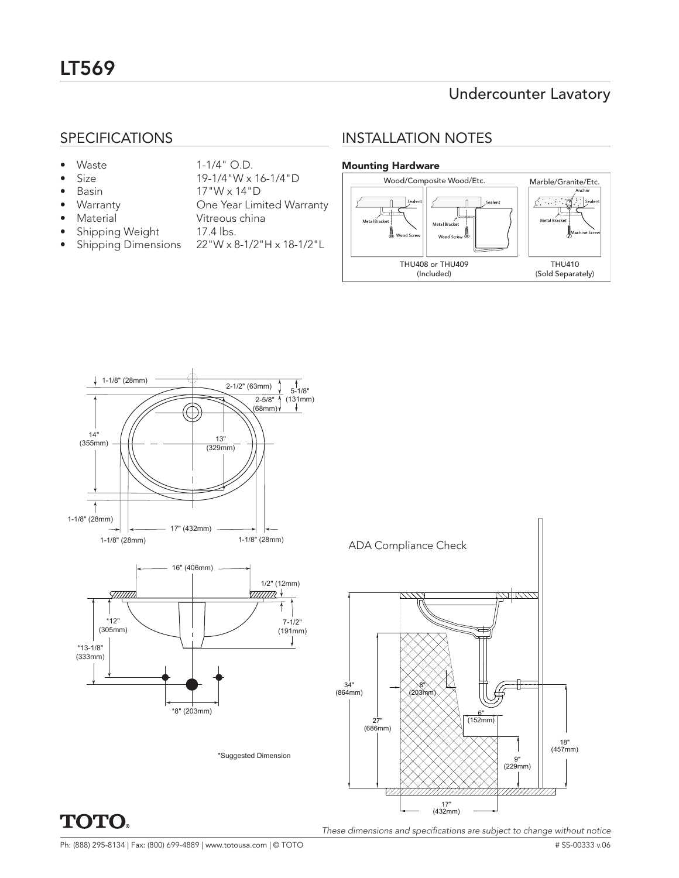# LT569

## Undercounter Lavatory

## SPECIFICATIONS

- Waste 1-1/4" O.D.
- Size 19-1/4"W x 16-1/4"D
- Basin 17"W x 14"D
- Warranty One Year Limited Warranty
- Material Vitreous china
- Shipping Weight 17.4 lbs.
- Shipping Dimensions 22"W x 8-1/2"H x 18-1/2"L

## INSTALLATION NOTES

**Mounting Hardware**

Wood/Composite Wood/Etc.

Sealent
Metal Bracket
Wood Screw

Sealent
Metal Bracket
Wood Screw

THU408 or THU409
(Included)

Marble/Granite/Etc.

Anchor
Sealent
Metal Bracket
Machine Screw

THU410
(Sold Separately)

1-1/8" (28mm)
2-1/2" (63mm)
5-1/8"
(131mm)
2-5/8"
(68mm)
14"
(355mm)
13"
(329mm)
1-1/8" (28mm)
17" (432mm)
1-1/8" (28mm)
1-1/8" (28mm)

16" (406mm)
1/2" (12mm)
*12"
(305mm)
7-1/2"
(191mm)
*13-1/8"
(333mm)
*8" (203mm)

*Suggested Dimension

ADA Compliance Check

34"
(864mm)
8"
(203mm)
27"
(686mm)
6"
(152mm)
18"
(457mm)
9"
(229mm)
17"
(432mm)

*These dimensions and specifications are subject to change without notice*

Ph: (888) 295-8134 | Fax: (800) 699-4889 | www.totousa.com | © TOTO

# SS-00333 v.06